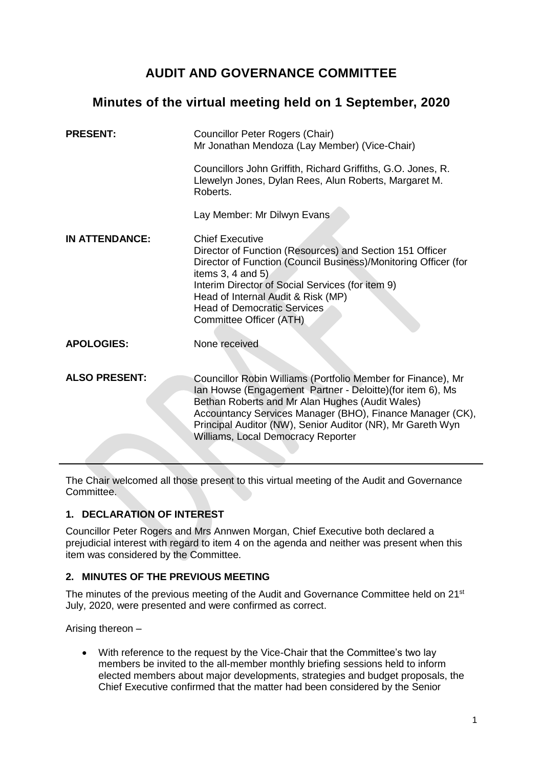# AUDIT AND GOVERNANCE COMMITTEE

## Minutes of the virtual meeting held on 1 September, 2020

| | |
|---|---|
| **PRESENT:** | Councillor Peter Rogers (Chair)<br>Mr Jonathan Mendoza (Lay Member) (Vice-Chair)<br><br>Councillors John Griffith, Richard Griffiths, G.O. Jones, R. Llewelyn Jones, Dylan Rees, Alun Roberts, Margaret M. Roberts.<br><br>Lay Member: Mr Dilwyn Evans |
| **IN ATTENDANCE:** | Chief Executive<br>Director of Function (Resources) and Section 151 Officer<br>Director of Function (Council Business)/Monitoring Officer (for items 3, 4 and 5)<br>Interim Director of Social Services (for item 9)<br>Head of Internal Audit & Risk (MP)<br>Head of Democratic Services<br>Committee Officer (ATH) |
| **APOLOGIES:** | None received |
| **ALSO PRESENT:** | Councillor Robin Williams (Portfolio Member for Finance), Mr Ian Howse (Engagement Partner - Deloitte)(for item 6), Ms Bethan Roberts and Mr Alan Hughes (Audit Wales) Accountancy Services Manager (BHO), Finance Manager (CK), Principal Auditor (NW), Senior Auditor (NR), Mr Gareth Wyn Williams, Local Democracy Reporter |

---

The Chair welcomed all those present to this virtual meeting of the Audit and Governance Committee.

### 1. DECLARATION OF INTEREST

Councillor Peter Rogers and Mrs Annwen Morgan, Chief Executive both declared a prejudicial interest with regard to item 4 on the agenda and neither was present when this item was considered by the Committee.

### 2. MINUTES OF THE PREVIOUS MEETING

The minutes of the previous meeting of the Audit and Governance Committee held on 21st July, 2020, were presented and were confirmed as correct.

Arising thereon –

- With reference to the request by the Vice-Chair that the Committee's two lay members be invited to the all-member monthly briefing sessions held to inform elected members about major developments, strategies and budget proposals, the Chief Executive confirmed that the matter had been considered by the Senior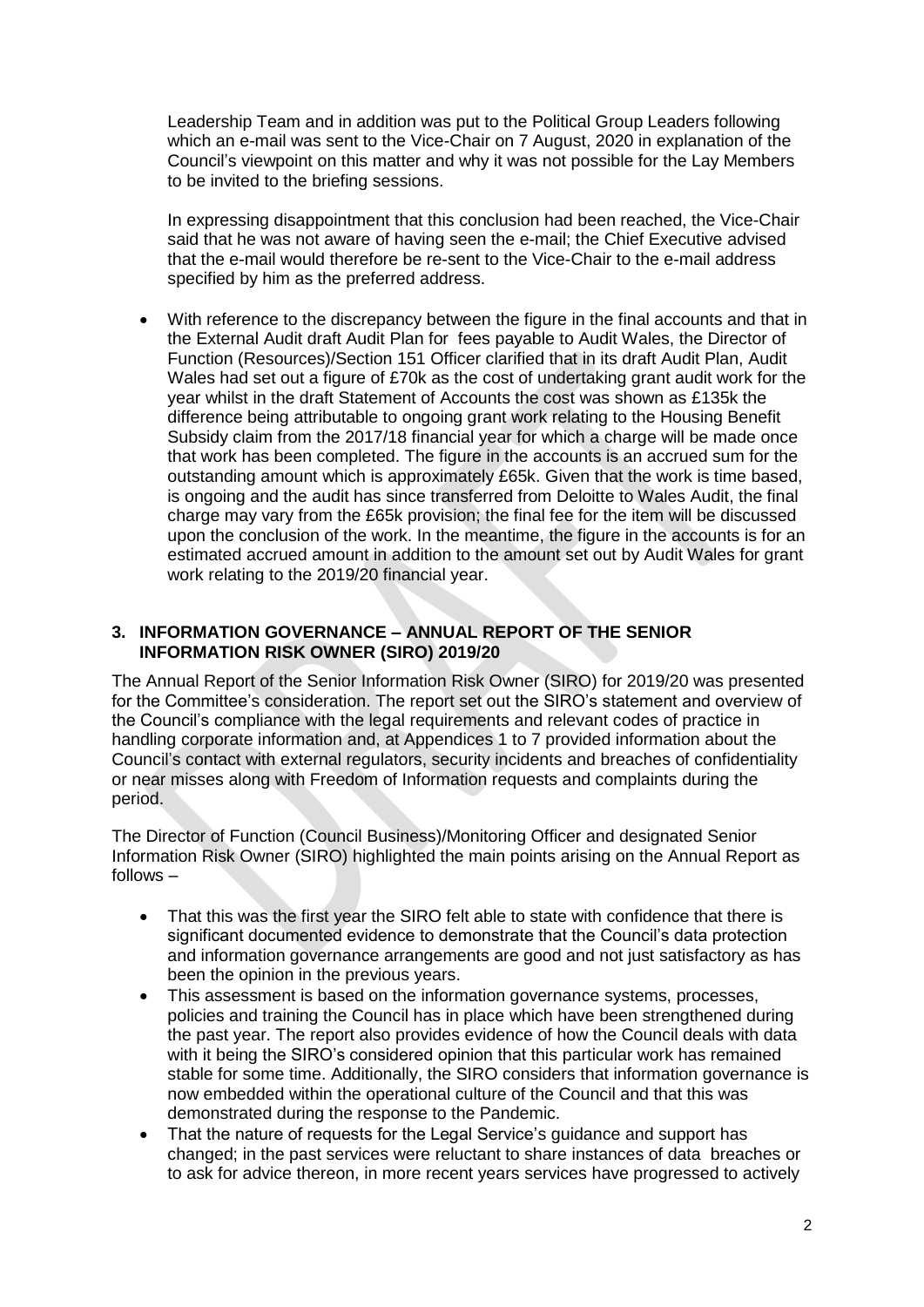Leadership Team and in addition was put to the Political Group Leaders following which an e-mail was sent to the Vice-Chair on 7 August, 2020 in explanation of the Council's viewpoint on this matter and why it was not possible for the Lay Members to be invited to the briefing sessions.

In expressing disappointment that this conclusion had been reached, the Vice-Chair said that he was not aware of having seen the e-mail; the Chief Executive advised that the e-mail would therefore be re-sent to the Vice-Chair to the e-mail address specified by him as the preferred address.

- With reference to the discrepancy between the figure in the final accounts and that in the External Audit draft Audit Plan for fees payable to Audit Wales, the Director of Function (Resources)/Section 151 Officer clarified that in its draft Audit Plan, Audit Wales had set out a figure of £70k as the cost of undertaking grant audit work for the year whilst in the draft Statement of Accounts the cost was shown as £135k the difference being attributable to ongoing grant work relating to the Housing Benefit Subsidy claim from the 2017/18 financial year for which a charge will be made once that work has been completed. The figure in the accounts is an accrued sum for the outstanding amount which is approximately £65k. Given that the work is time based, is ongoing and the audit has since transferred from Deloitte to Wales Audit, the final charge may vary from the £65k provision; the final fee for the item will be discussed upon the conclusion of the work. In the meantime, the figure in the accounts is for an estimated accrued amount in addition to the amount set out by Audit Wales for grant work relating to the 2019/20 financial year.

## 3. INFORMATION GOVERNANCE – ANNUAL REPORT OF THE SENIOR INFORMATION RISK OWNER (SIRO) 2019/20

The Annual Report of the Senior Information Risk Owner (SIRO) for 2019/20 was presented for the Committee's consideration. The report set out the SIRO's statement and overview of the Council's compliance with the legal requirements and relevant codes of practice in handling corporate information and, at Appendices 1 to 7 provided information about the Council's contact with external regulators, security incidents and breaches of confidentiality or near misses along with Freedom of Information requests and complaints during the period.

The Director of Function (Council Business)/Monitoring Officer and designated Senior Information Risk Owner (SIRO) highlighted the main points arising on the Annual Report as follows –

- That this was the first year the SIRO felt able to state with confidence that there is significant documented evidence to demonstrate that the Council's data protection and information governance arrangements are good and not just satisfactory as has been the opinion in the previous years.
- This assessment is based on the information governance systems, processes, policies and training the Council has in place which have been strengthened during the past year. The report also provides evidence of how the Council deals with data with it being the SIRO's considered opinion that this particular work has remained stable for some time. Additionally, the SIRO considers that information governance is now embedded within the operational culture of the Council and that this was demonstrated during the response to the Pandemic.
- That the nature of requests for the Legal Service's guidance and support has changed; in the past services were reluctant to share instances of data breaches or to ask for advice thereon, in more recent years services have progressed to actively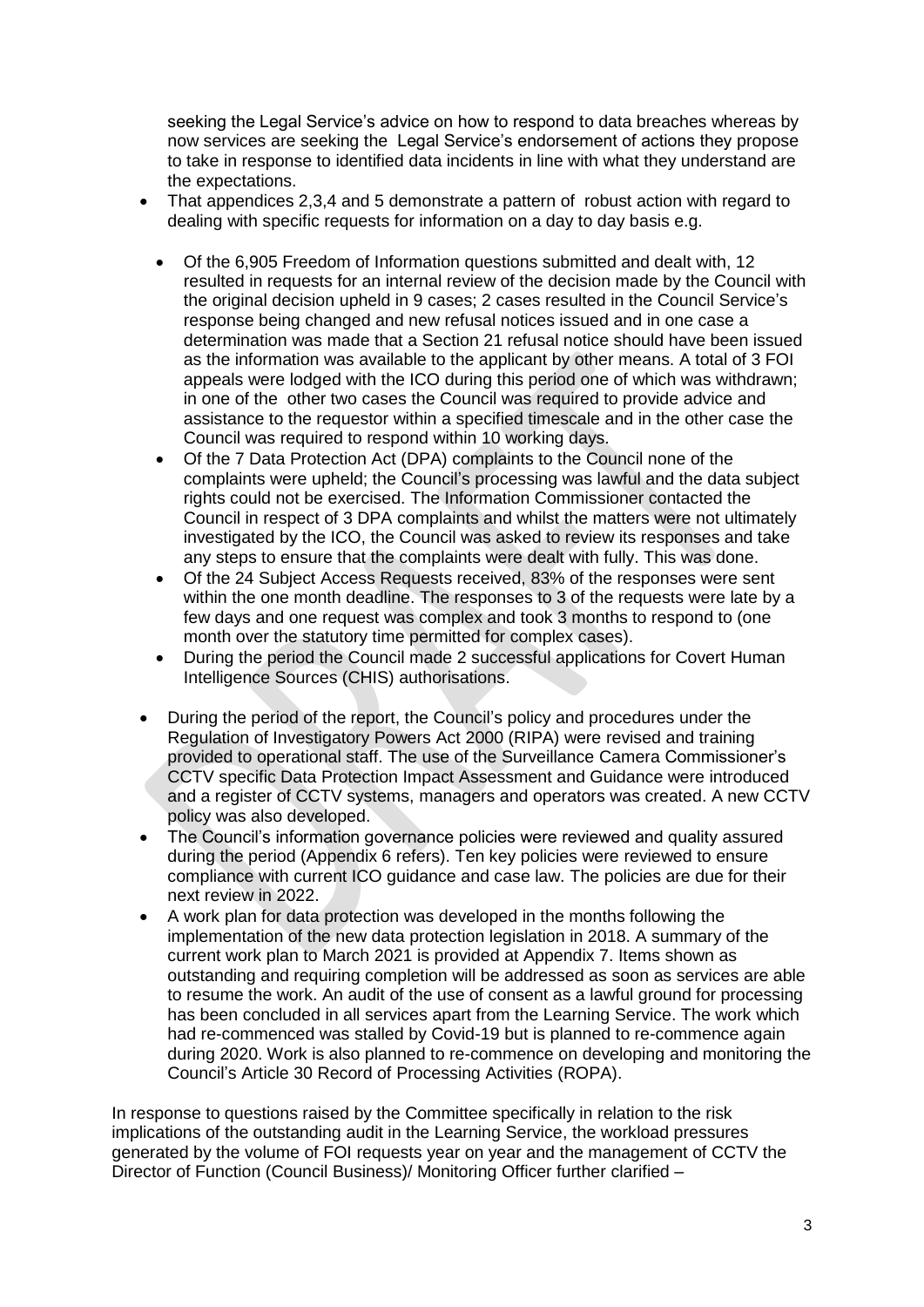seeking the Legal Service's advice on how to respond to data breaches whereas by now services are seeking the Legal Service's endorsement of actions they propose to take in response to identified data incidents in line with what they understand are the expectations.

- That appendices 2,3,4 and 5 demonstrate a pattern of robust action with regard to dealing with specific requests for information on a day to day basis e.g.
  - Of the 6,905 Freedom of Information questions submitted and dealt with, 12 resulted in requests for an internal review of the decision made by the Council with the original decision upheld in 9 cases; 2 cases resulted in the Council Service's response being changed and new refusal notices issued and in one case a determination was made that a Section 21 refusal notice should have been issued as the information was available to the applicant by other means. A total of 3 FOI appeals were lodged with the ICO during this period one of which was withdrawn; in one of the other two cases the Council was required to provide advice and assistance to the requestor within a specified timescale and in the other case the Council was required to respond within 10 working days.
  - Of the 7 Data Protection Act (DPA) complaints to the Council none of the complaints were upheld; the Council's processing was lawful and the data subject rights could not be exercised. The Information Commissioner contacted the Council in respect of 3 DPA complaints and whilst the matters were not ultimately investigated by the ICO, the Council was asked to review its responses and take any steps to ensure that the complaints were dealt with fully. This was done.
  - Of the 24 Subject Access Requests received, 83% of the responses were sent within the one month deadline. The responses to 3 of the requests were late by a few days and one request was complex and took 3 months to respond to (one month over the statutory time permitted for complex cases).
  - During the period the Council made 2 successful applications for Covert Human Intelligence Sources (CHIS) authorisations.
- During the period of the report, the Council's policy and procedures under the Regulation of Investigatory Powers Act 2000 (RIPA) were revised and training provided to operational staff. The use of the Surveillance Camera Commissioner's CCTV specific Data Protection Impact Assessment and Guidance were introduced and a register of CCTV systems, managers and operators was created. A new CCTV policy was also developed.
- The Council's information governance policies were reviewed and quality assured during the period (Appendix 6 refers). Ten key policies were reviewed to ensure compliance with current ICO guidance and case law. The policies are due for their next review in 2022.
- A work plan for data protection was developed in the months following the implementation of the new data protection legislation in 2018. A summary of the current work plan to March 2021 is provided at Appendix 7. Items shown as outstanding and requiring completion will be addressed as soon as services are able to resume the work. An audit of the use of consent as a lawful ground for processing has been concluded in all services apart from the Learning Service. The work which had re-commenced was stalled by Covid-19 but is planned to re-commence again during 2020. Work is also planned to re-commence on developing and monitoring the Council's Article 30 Record of Processing Activities (ROPA).

In response to questions raised by the Committee specifically in relation to the risk implications of the outstanding audit in the Learning Service, the workload pressures generated by the volume of FOI requests year on year and the management of CCTV the Director of Function (Council Business)/ Monitoring Officer further clarified –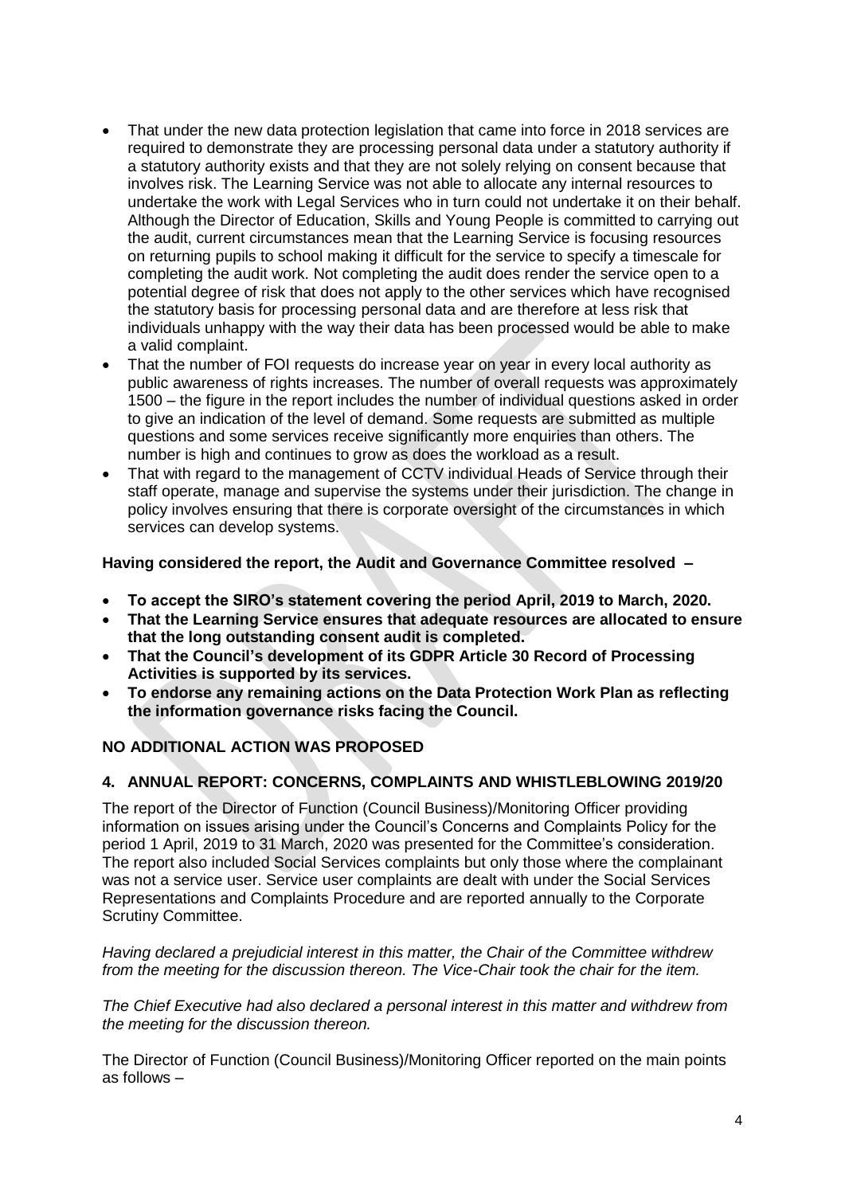- That under the new data protection legislation that came into force in 2018 services are required to demonstrate they are processing personal data under a statutory authority if a statutory authority exists and that they are not solely relying on consent because that involves risk. The Learning Service was not able to allocate any internal resources to undertake the work with Legal Services who in turn could not undertake it on their behalf. Although the Director of Education, Skills and Young People is committed to carrying out the audit, current circumstances mean that the Learning Service is focusing resources on returning pupils to school making it difficult for the service to specify a timescale for completing the audit work. Not completing the audit does render the service open to a potential degree of risk that does not apply to the other services which have recognised the statutory basis for processing personal data and are therefore at less risk that individuals unhappy with the way their data has been processed would be able to make a valid complaint.
- That the number of FOI requests do increase year on year in every local authority as public awareness of rights increases. The number of overall requests was approximately 1500 – the figure in the report includes the number of individual questions asked in order to give an indication of the level of demand. Some requests are submitted as multiple questions and some services receive significantly more enquiries than others. The number is high and continues to grow as does the workload as a result.
- That with regard to the management of CCTV individual Heads of Service through their staff operate, manage and supervise the systems under their jurisdiction. The change in policy involves ensuring that there is corporate oversight of the circumstances in which services can develop systems.

**Having considered the report, the Audit and Governance Committee resolved –**

- **To accept the SIRO's statement covering the period April, 2019 to March, 2020.**
- **That the Learning Service ensures that adequate resources are allocated to ensure that the long outstanding consent audit is completed.**
- **That the Council's development of its GDPR Article 30 Record of Processing Activities is supported by its services.**
- **To endorse any remaining actions on the Data Protection Work Plan as reflecting the information governance risks facing the Council.**

**NO ADDITIONAL ACTION WAS PROPOSED**

**4. ANNUAL REPORT: CONCERNS, COMPLAINTS AND WHISTLEBLOWING 2019/20**

The report of the Director of Function (Council Business)/Monitoring Officer providing information on issues arising under the Council's Concerns and Complaints Policy for the period 1 April, 2019 to 31 March, 2020 was presented for the Committee's consideration. The report also included Social Services complaints but only those where the complainant was not a service user. Service user complaints are dealt with under the Social Services Representations and Complaints Procedure and are reported annually to the Corporate Scrutiny Committee.

*Having declared a prejudicial interest in this matter, the Chair of the Committee withdrew from the meeting for the discussion thereon. The Vice-Chair took the chair for the item.*

*The Chief Executive had also declared a personal interest in this matter and withdrew from the meeting for the discussion thereon.*

The Director of Function (Council Business)/Monitoring Officer reported on the main points as follows –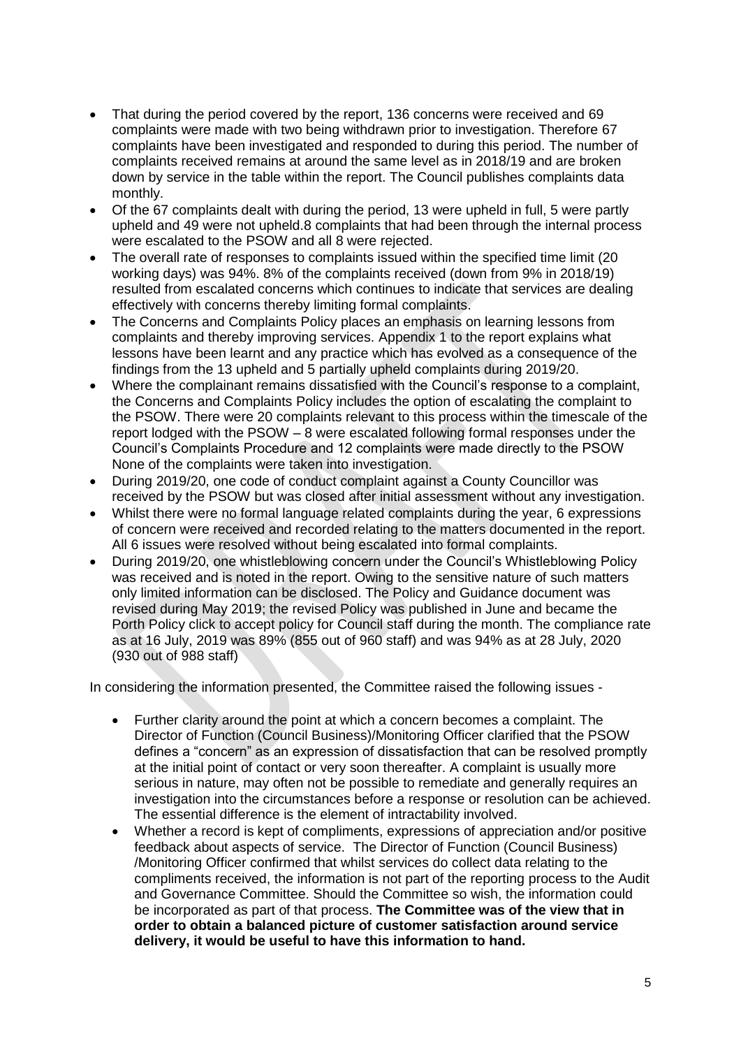- That during the period covered by the report, 136 concerns were received and 69 complaints were made with two being withdrawn prior to investigation. Therefore 67 complaints have been investigated and responded to during this period. The number of complaints received remains at around the same level as in 2018/19 and are broken down by service in the table within the report. The Council publishes complaints data monthly.
- Of the 67 complaints dealt with during the period, 13 were upheld in full, 5 were partly upheld and 49 were not upheld.8 complaints that had been through the internal process were escalated to the PSOW and all 8 were rejected.
- The overall rate of responses to complaints issued within the specified time limit (20 working days) was 94%. 8% of the complaints received (down from 9% in 2018/19) resulted from escalated concerns which continues to indicate that services are dealing effectively with concerns thereby limiting formal complaints.
- The Concerns and Complaints Policy places an emphasis on learning lessons from complaints and thereby improving services. Appendix 1 to the report explains what lessons have been learnt and any practice which has evolved as a consequence of the findings from the 13 upheld and 5 partially upheld complaints during 2019/20.
- Where the complainant remains dissatisfied with the Council's response to a complaint, the Concerns and Complaints Policy includes the option of escalating the complaint to the PSOW. There were 20 complaints relevant to this process within the timescale of the report lodged with the PSOW – 8 were escalated following formal responses under the Council's Complaints Procedure and 12 complaints were made directly to the PSOW None of the complaints were taken into investigation.
- During 2019/20, one code of conduct complaint against a County Councillor was received by the PSOW but was closed after initial assessment without any investigation.
- Whilst there were no formal language related complaints during the year, 6 expressions of concern were received and recorded relating to the matters documented in the report. All 6 issues were resolved without being escalated into formal complaints.
- During 2019/20, one whistleblowing concern under the Council's Whistleblowing Policy was received and is noted in the report. Owing to the sensitive nature of such matters only limited information can be disclosed. The Policy and Guidance document was revised during May 2019; the revised Policy was published in June and became the Porth Policy click to accept policy for Council staff during the month. The compliance rate as at 16 July, 2019 was 89% (855 out of 960 staff) and was 94% as at 28 July, 2020 (930 out of 988 staff)

In considering the information presented, the Committee raised the following issues -

- Further clarity around the point at which a concern becomes a complaint. The Director of Function (Council Business)/Monitoring Officer clarified that the PSOW defines a "concern" as an expression of dissatisfaction that can be resolved promptly at the initial point of contact or very soon thereafter. A complaint is usually more serious in nature, may often not be possible to remediate and generally requires an investigation into the circumstances before a response or resolution can be achieved. The essential difference is the element of intractability involved.
- Whether a record is kept of compliments, expressions of appreciation and/or positive feedback about aspects of service. The Director of Function (Council Business) /Monitoring Officer confirmed that whilst services do collect data relating to the compliments received, the information is not part of the reporting process to the Audit and Governance Committee. Should the Committee so wish, the information could be incorporated as part of that process. **The Committee was of the view that in order to obtain a balanced picture of customer satisfaction around service delivery, it would be useful to have this information to hand.**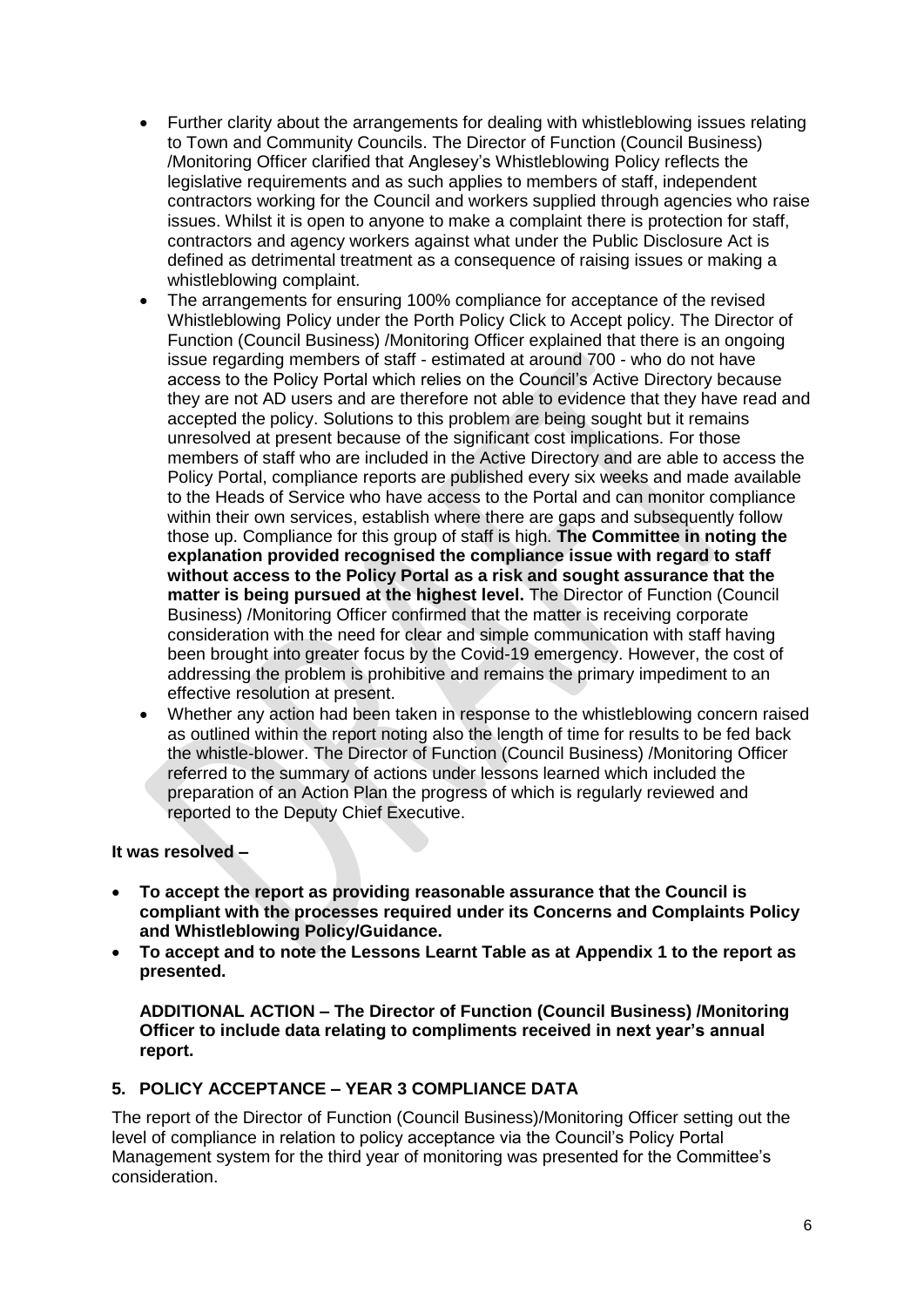- Further clarity about the arrangements for dealing with whistleblowing issues relating to Town and Community Councils. The Director of Function (Council Business) /Monitoring Officer clarified that Anglesey's Whistleblowing Policy reflects the legislative requirements and as such applies to members of staff, independent contractors working for the Council and workers supplied through agencies who raise issues. Whilst it is open to anyone to make a complaint there is protection for staff, contractors and agency workers against what under the Public Disclosure Act is defined as detrimental treatment as a consequence of raising issues or making a whistleblowing complaint.
- The arrangements for ensuring 100% compliance for acceptance of the revised Whistleblowing Policy under the Porth Policy Click to Accept policy. The Director of Function (Council Business) /Monitoring Officer explained that there is an ongoing issue regarding members of staff - estimated at around 700 - who do not have access to the Policy Portal which relies on the Council's Active Directory because they are not AD users and are therefore not able to evidence that they have read and accepted the policy. Solutions to this problem are being sought but it remains unresolved at present because of the significant cost implications. For those members of staff who are included in the Active Directory and are able to access the Policy Portal, compliance reports are published every six weeks and made available to the Heads of Service who have access to the Portal and can monitor compliance within their own services, establish where there are gaps and subsequently follow those up. Compliance for this group of staff is high. **The Committee in noting the explanation provided recognised the compliance issue with regard to staff without access to the Policy Portal as a risk and sought assurance that the matter is being pursued at the highest level.** The Director of Function (Council Business) /Monitoring Officer confirmed that the matter is receiving corporate consideration with the need for clear and simple communication with staff having been brought into greater focus by the Covid-19 emergency. However, the cost of addressing the problem is prohibitive and remains the primary impediment to an effective resolution at present.
- Whether any action had been taken in response to the whistleblowing concern raised as outlined within the report noting also the length of time for results to be fed back the whistle-blower. The Director of Function (Council Business) /Monitoring Officer referred to the summary of actions under lessons learned which included the preparation of an Action Plan the progress of which is regularly reviewed and reported to the Deputy Chief Executive.

**It was resolved –**

- **To accept the report as providing reasonable assurance that the Council is compliant with the processes required under its Concerns and Complaints Policy and Whistleblowing Policy/Guidance.**
- **To accept and to note the Lessons Learnt Table as at Appendix 1 to the report as presented.**

**ADDITIONAL ACTION – The Director of Function (Council Business) /Monitoring Officer to include data relating to compliments received in next year's annual report.**

## 5. POLICY ACCEPTANCE – YEAR 3 COMPLIANCE DATA

The report of the Director of Function (Council Business)/Monitoring Officer setting out the level of compliance in relation to policy acceptance via the Council's Policy Portal Management system for the third year of monitoring was presented for the Committee's consideration.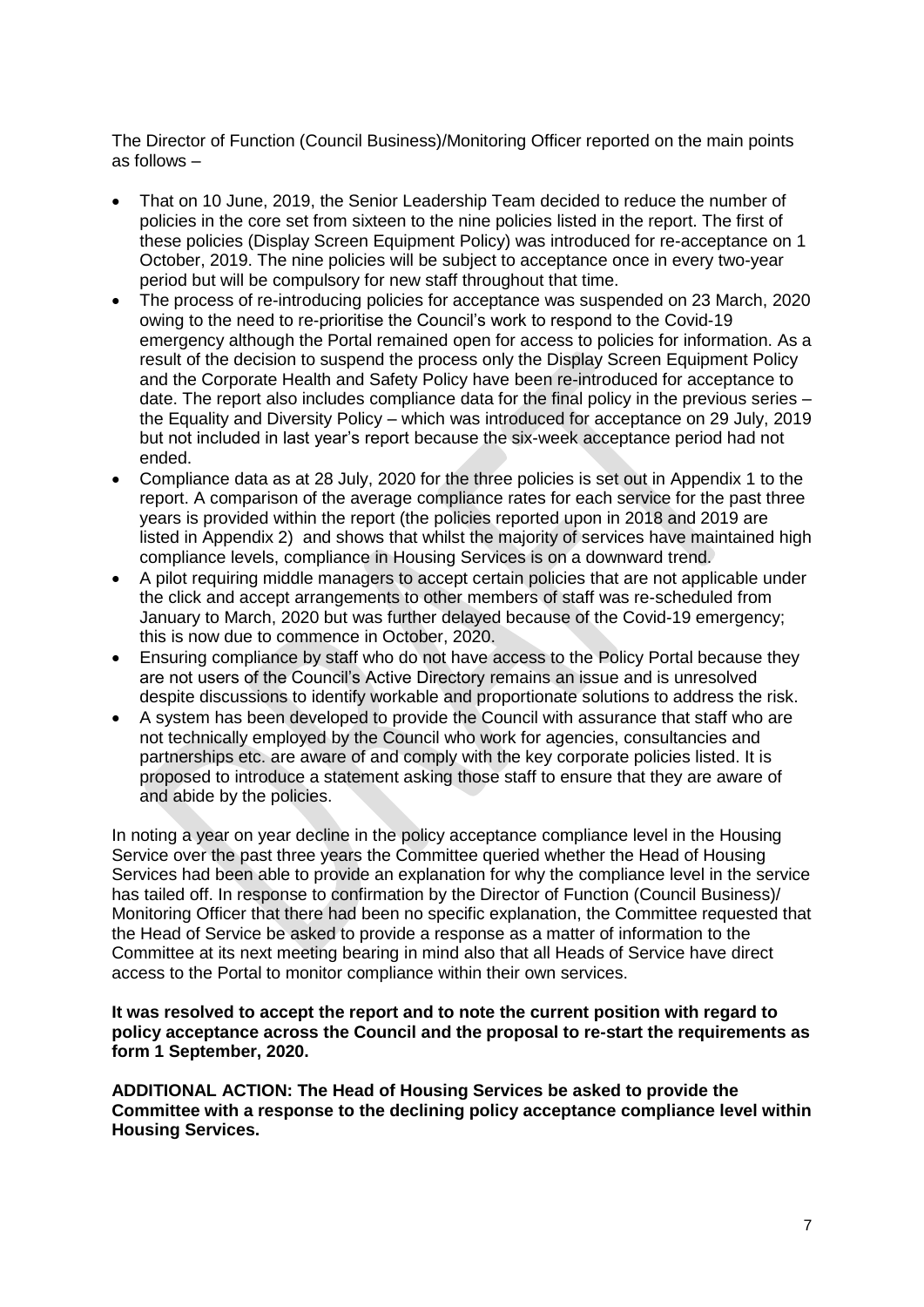The Director of Function (Council Business)/Monitoring Officer reported on the main points as follows –

- That on 10 June, 2019, the Senior Leadership Team decided to reduce the number of policies in the core set from sixteen to the nine policies listed in the report. The first of these policies (Display Screen Equipment Policy) was introduced for re-acceptance on 1 October, 2019. The nine policies will be subject to acceptance once in every two-year period but will be compulsory for new staff throughout that time.
- The process of re-introducing policies for acceptance was suspended on 23 March, 2020 owing to the need to re-prioritise the Council's work to respond to the Covid-19 emergency although the Portal remained open for access to policies for information. As a result of the decision to suspend the process only the Display Screen Equipment Policy and the Corporate Health and Safety Policy have been re-introduced for acceptance to date. The report also includes compliance data for the final policy in the previous series – the Equality and Diversity Policy – which was introduced for acceptance on 29 July, 2019 but not included in last year's report because the six-week acceptance period had not ended.
- Compliance data as at 28 July, 2020 for the three policies is set out in Appendix 1 to the report. A comparison of the average compliance rates for each service for the past three years is provided within the report (the policies reported upon in 2018 and 2019 are listed in Appendix 2) and shows that whilst the majority of services have maintained high compliance levels, compliance in Housing Services is on a downward trend.
- A pilot requiring middle managers to accept certain policies that are not applicable under the click and accept arrangements to other members of staff was re-scheduled from January to March, 2020 but was further delayed because of the Covid-19 emergency; this is now due to commence in October, 2020.
- Ensuring compliance by staff who do not have access to the Policy Portal because they are not users of the Council's Active Directory remains an issue and is unresolved despite discussions to identify workable and proportionate solutions to address the risk.
- A system has been developed to provide the Council with assurance that staff who are not technically employed by the Council who work for agencies, consultancies and partnerships etc. are aware of and comply with the key corporate policies listed. It is proposed to introduce a statement asking those staff to ensure that they are aware of and abide by the policies.

In noting a year on year decline in the policy acceptance compliance level in the Housing Service over the past three years the Committee queried whether the Head of Housing Services had been able to provide an explanation for why the compliance level in the service has tailed off. In response to confirmation by the Director of Function (Council Business)/ Monitoring Officer that there had been no specific explanation, the Committee requested that the Head of Service be asked to provide a response as a matter of information to the Committee at its next meeting bearing in mind also that all Heads of Service have direct access to the Portal to monitor compliance within their own services.

**It was resolved to accept the report and to note the current position with regard to policy acceptance across the Council and the proposal to re-start the requirements as form 1 September, 2020.**

**ADDITIONAL ACTION: The Head of Housing Services be asked to provide the Committee with a response to the declining policy acceptance compliance level within Housing Services.**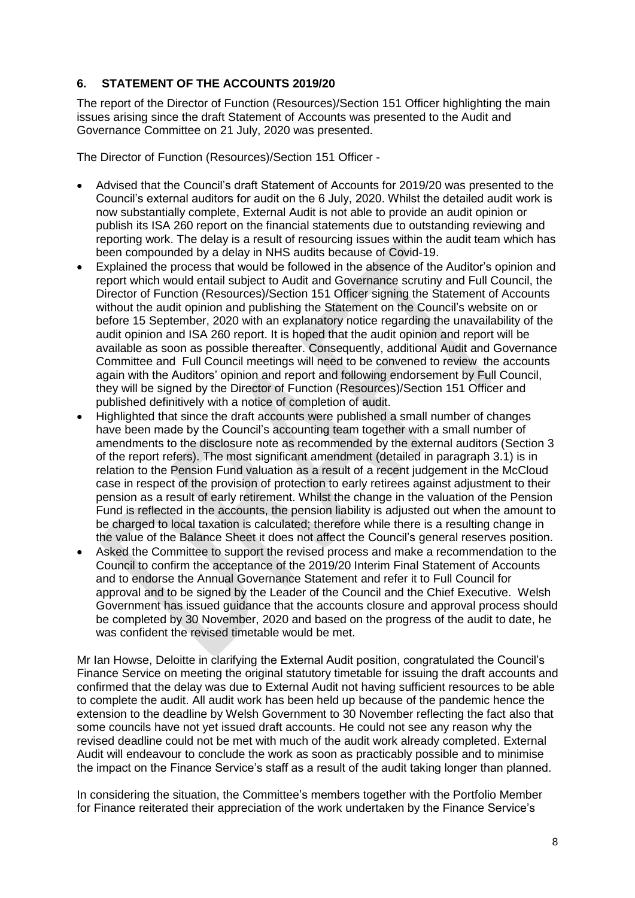## 6. STATEMENT OF THE ACCOUNTS 2019/20

The report of the Director of Function (Resources)/Section 151 Officer highlighting the main issues arising since the draft Statement of Accounts was presented to the Audit and Governance Committee on 21 July, 2020 was presented.

The Director of Function (Resources)/Section 151 Officer -

- Advised that the Council's draft Statement of Accounts for 2019/20 was presented to the Council's external auditors for audit on the 6 July, 2020. Whilst the detailed audit work is now substantially complete, External Audit is not able to provide an audit opinion or publish its ISA 260 report on the financial statements due to outstanding reviewing and reporting work. The delay is a result of resourcing issues within the audit team which has been compounded by a delay in NHS audits because of Covid-19.
- Explained the process that would be followed in the absence of the Auditor's opinion and report which would entail subject to Audit and Governance scrutiny and Full Council, the Director of Function (Resources)/Section 151 Officer signing the Statement of Accounts without the audit opinion and publishing the Statement on the Council's website on or before 15 September, 2020 with an explanatory notice regarding the unavailability of the audit opinion and ISA 260 report. It is hoped that the audit opinion and report will be available as soon as possible thereafter. Consequently, additional Audit and Governance Committee and Full Council meetings will need to be convened to review the accounts again with the Auditors' opinion and report and following endorsement by Full Council, they will be signed by the Director of Function (Resources)/Section 151 Officer and published definitively with a notice of completion of audit.
- Highlighted that since the draft accounts were published a small number of changes have been made by the Council's accounting team together with a small number of amendments to the disclosure note as recommended by the external auditors (Section 3 of the report refers). The most significant amendment (detailed in paragraph 3.1) is in relation to the Pension Fund valuation as a result of a recent judgement in the McCloud case in respect of the provision of protection to early retirees against adjustment to their pension as a result of early retirement. Whilst the change in the valuation of the Pension Fund is reflected in the accounts, the pension liability is adjusted out when the amount to be charged to local taxation is calculated; therefore while there is a resulting change in the value of the Balance Sheet it does not affect the Council's general reserves position.
- Asked the Committee to support the revised process and make a recommendation to the Council to confirm the acceptance of the 2019/20 Interim Final Statement of Accounts and to endorse the Annual Governance Statement and refer it to Full Council for approval and to be signed by the Leader of the Council and the Chief Executive. Welsh Government has issued guidance that the accounts closure and approval process should be completed by 30 November, 2020 and based on the progress of the audit to date, he was confident the revised timetable would be met.

Mr Ian Howse, Deloitte in clarifying the External Audit position, congratulated the Council's Finance Service on meeting the original statutory timetable for issuing the draft accounts and confirmed that the delay was due to External Audit not having sufficient resources to be able to complete the audit. All audit work has been held up because of the pandemic hence the extension to the deadline by Welsh Government to 30 November reflecting the fact also that some councils have not yet issued draft accounts. He could not see any reason why the revised deadline could not be met with much of the audit work already completed. External Audit will endeavour to conclude the work as soon as practicably possible and to minimise the impact on the Finance Service's staff as a result of the audit taking longer than planned.

In considering the situation, the Committee's members together with the Portfolio Member for Finance reiterated their appreciation of the work undertaken by the Finance Service's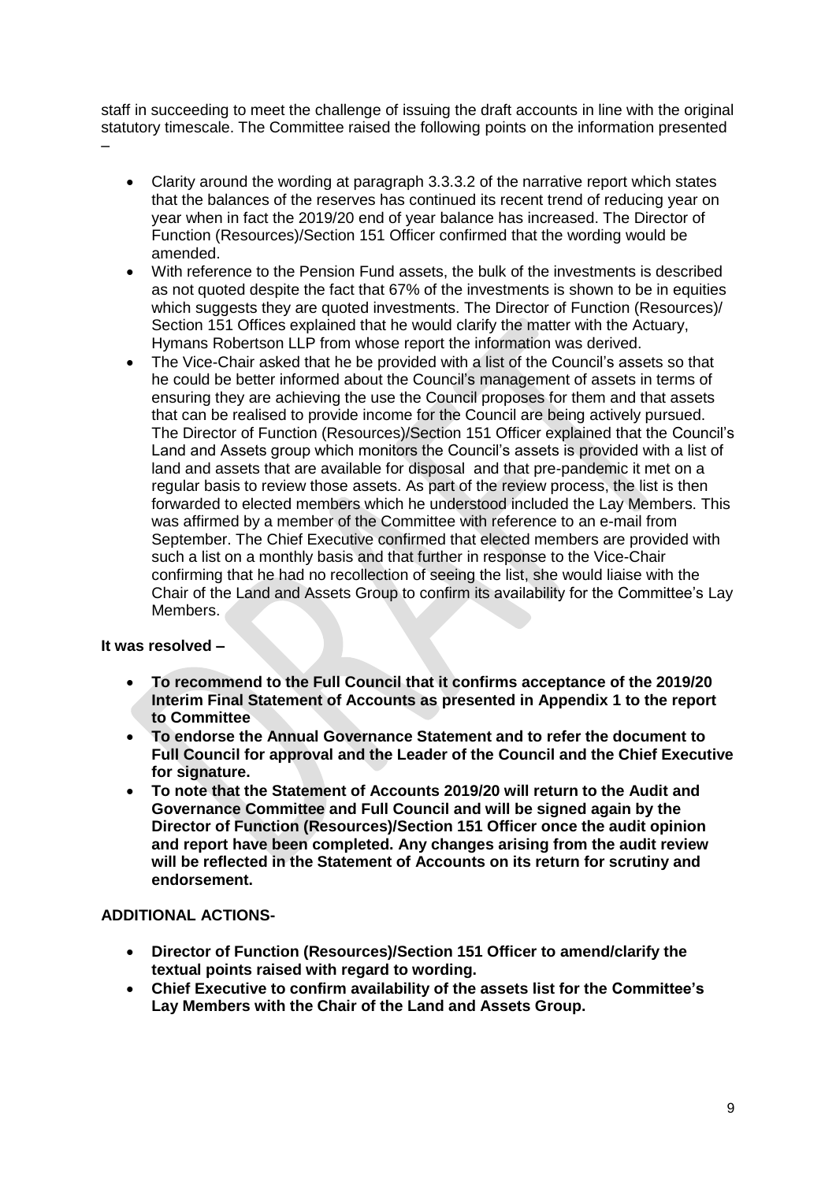staff in succeeding to meet the challenge of issuing the draft accounts in line with the original statutory timescale. The Committee raised the following points on the information presented –

- Clarity around the wording at paragraph 3.3.3.2 of the narrative report which states that the balances of the reserves has continued its recent trend of reducing year on year when in fact the 2019/20 end of year balance has increased. The Director of Function (Resources)/Section 151 Officer confirmed that the wording would be amended.
- With reference to the Pension Fund assets, the bulk of the investments is described as not quoted despite the fact that 67% of the investments is shown to be in equities which suggests they are quoted investments. The Director of Function (Resources)/ Section 151 Offices explained that he would clarify the matter with the Actuary, Hymans Robertson LLP from whose report the information was derived.
- The Vice-Chair asked that he be provided with a list of the Council's assets so that he could be better informed about the Council's management of assets in terms of ensuring they are achieving the use the Council proposes for them and that assets that can be realised to provide income for the Council are being actively pursued. The Director of Function (Resources)/Section 151 Officer explained that the Council's Land and Assets group which monitors the Council's assets is provided with a list of land and assets that are available for disposal and that pre-pandemic it met on a regular basis to review those assets. As part of the review process, the list is then forwarded to elected members which he understood included the Lay Members. This was affirmed by a member of the Committee with reference to an e-mail from September. The Chief Executive confirmed that elected members are provided with such a list on a monthly basis and that further in response to the Vice-Chair confirming that he had no recollection of seeing the list, she would liaise with the Chair of the Land and Assets Group to confirm its availability for the Committee's Lay Members.

**It was resolved –**

- **To recommend to the Full Council that it confirms acceptance of the 2019/20 Interim Final Statement of Accounts as presented in Appendix 1 to the report to Committee**
- **To endorse the Annual Governance Statement and to refer the document to Full Council for approval and the Leader of the Council and the Chief Executive for signature.**
- **To note that the Statement of Accounts 2019/20 will return to the Audit and Governance Committee and Full Council and will be signed again by the Director of Function (Resources)/Section 151 Officer once the audit opinion and report have been completed. Any changes arising from the audit review will be reflected in the Statement of Accounts on its return for scrutiny and endorsement.**

**ADDITIONAL ACTIONS-**

- **Director of Function (Resources)/Section 151 Officer to amend/clarify the textual points raised with regard to wording.**
- **Chief Executive to confirm availability of the assets list for the Committee's Lay Members with the Chair of the Land and Assets Group.**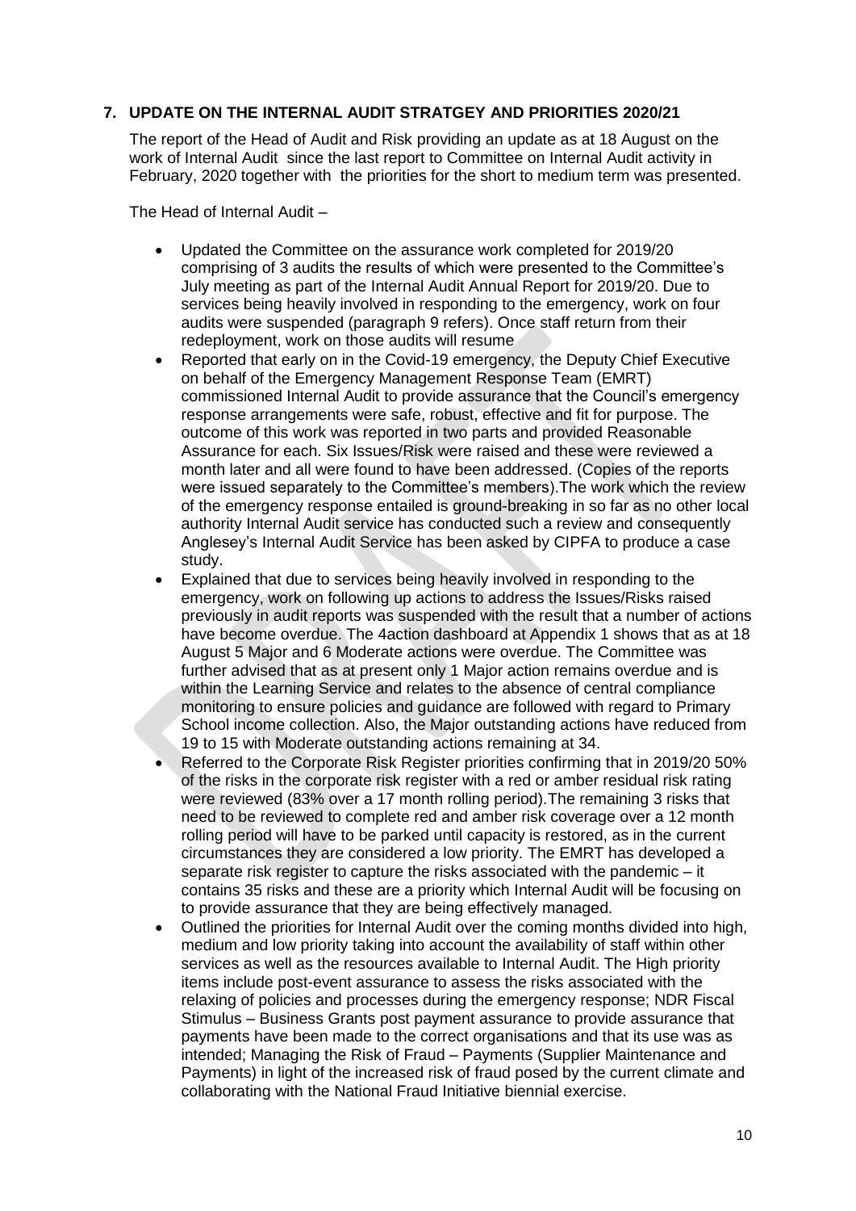## 7. UPDATE ON THE INTERNAL AUDIT STRATGEY AND PRIORITIES 2020/21

The report of the Head of Audit and Risk providing an update as at 18 August on the work of Internal Audit since the last report to Committee on Internal Audit activity in February, 2020 together with the priorities for the short to medium term was presented.

The Head of Internal Audit –

- Updated the Committee on the assurance work completed for 2019/20 comprising of 3 audits the results of which were presented to the Committee's July meeting as part of the Internal Audit Annual Report for 2019/20. Due to services being heavily involved in responding to the emergency, work on four audits were suspended (paragraph 9 refers). Once staff return from their redeployment, work on those audits will resume
- Reported that early on in the Covid-19 emergency, the Deputy Chief Executive on behalf of the Emergency Management Response Team (EMRT) commissioned Internal Audit to provide assurance that the Council's emergency response arrangements were safe, robust, effective and fit for purpose. The outcome of this work was reported in two parts and provided Reasonable Assurance for each. Six Issues/Risk were raised and these were reviewed a month later and all were found to have been addressed. (Copies of the reports were issued separately to the Committee's members).The work which the review of the emergency response entailed is ground-breaking in so far as no other local authority Internal Audit service has conducted such a review and consequently Anglesey's Internal Audit Service has been asked by CIPFA to produce a case study.
- Explained that due to services being heavily involved in responding to the emergency, work on following up actions to address the Issues/Risks raised previously in audit reports was suspended with the result that a number of actions have become overdue. The 4action dashboard at Appendix 1 shows that as at 18 August 5 Major and 6 Moderate actions were overdue. The Committee was further advised that as at present only 1 Major action remains overdue and is within the Learning Service and relates to the absence of central compliance monitoring to ensure policies and guidance are followed with regard to Primary School income collection. Also, the Major outstanding actions have reduced from 19 to 15 with Moderate outstanding actions remaining at 34.
- Referred to the Corporate Risk Register priorities confirming that in 2019/20 50% of the risks in the corporate risk register with a red or amber residual risk rating were reviewed (83% over a 17 month rolling period).The remaining 3 risks that need to be reviewed to complete red and amber risk coverage over a 12 month rolling period will have to be parked until capacity is restored, as in the current circumstances they are considered a low priority. The EMRT has developed a separate risk register to capture the risks associated with the pandemic – it contains 35 risks and these are a priority which Internal Audit will be focusing on to provide assurance that they are being effectively managed.
- Outlined the priorities for Internal Audit over the coming months divided into high, medium and low priority taking into account the availability of staff within other services as well as the resources available to Internal Audit. The High priority items include post-event assurance to assess the risks associated with the relaxing of policies and processes during the emergency response; NDR Fiscal Stimulus – Business Grants post payment assurance to provide assurance that payments have been made to the correct organisations and that its use was as intended; Managing the Risk of Fraud – Payments (Supplier Maintenance and Payments) in light of the increased risk of fraud posed by the current climate and collaborating with the National Fraud Initiative biennial exercise.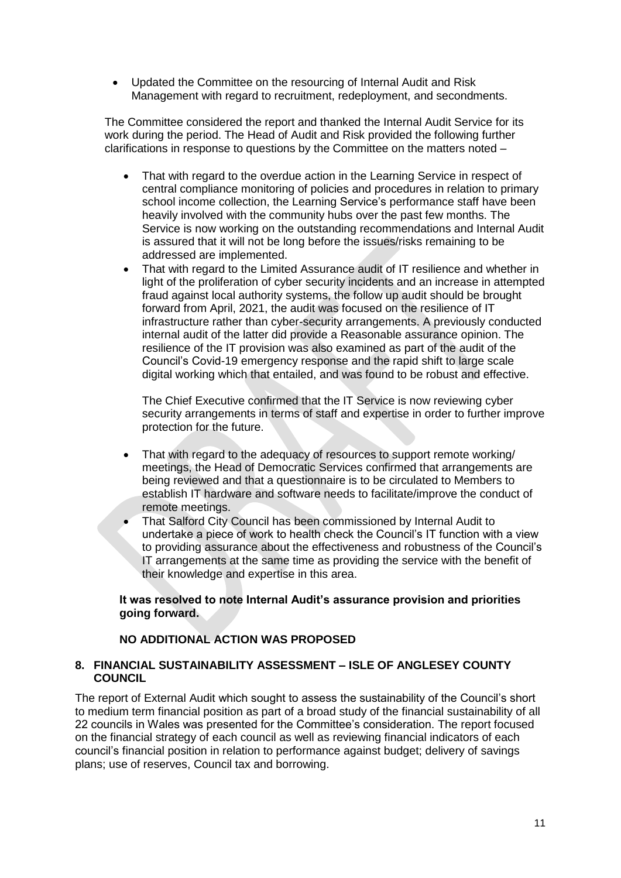- Updated the Committee on the resourcing of Internal Audit and Risk Management with regard to recruitment, redeployment, and secondments.

The Committee considered the report and thanked the Internal Audit Service for its work during the period. The Head of Audit and Risk provided the following further clarifications in response to questions by the Committee on the matters noted –

- That with regard to the overdue action in the Learning Service in respect of central compliance monitoring of policies and procedures in relation to primary school income collection, the Learning Service's performance staff have been heavily involved with the community hubs over the past few months. The Service is now working on the outstanding recommendations and Internal Audit is assured that it will not be long before the issues/risks remaining to be addressed are implemented.
- That with regard to the Limited Assurance audit of IT resilience and whether in light of the proliferation of cyber security incidents and an increase in attempted fraud against local authority systems, the follow up audit should be brought forward from April, 2021, the audit was focused on the resilience of IT infrastructure rather than cyber-security arrangements. A previously conducted internal audit of the latter did provide a Reasonable assurance opinion. The resilience of the IT provision was also examined as part of the audit of the Council's Covid-19 emergency response and the rapid shift to large scale digital working which that entailed, and was found to be robust and effective.

  The Chief Executive confirmed that the IT Service is now reviewing cyber security arrangements in terms of staff and expertise in order to further improve protection for the future.

- That with regard to the adequacy of resources to support remote working/ meetings, the Head of Democratic Services confirmed that arrangements are being reviewed and that a questionnaire is to be circulated to Members to establish IT hardware and software needs to facilitate/improve the conduct of remote meetings.
- That Salford City Council has been commissioned by Internal Audit to undertake a piece of work to health check the Council's IT function with a view to providing assurance about the effectiveness and robustness of the Council's IT arrangements at the same time as providing the service with the benefit of their knowledge and expertise in this area.

**It was resolved to note Internal Audit's assurance provision and priorities going forward.**

**NO ADDITIONAL ACTION WAS PROPOSED**

## 8. FINANCIAL SUSTAINABILITY ASSESSMENT – ISLE OF ANGLESEY COUNTY COUNCIL

The report of External Audit which sought to assess the sustainability of the Council's short to medium term financial position as part of a broad study of the financial sustainability of all 22 councils in Wales was presented for the Committee's consideration. The report focused on the financial strategy of each council as well as reviewing financial indicators of each council's financial position in relation to performance against budget; delivery of savings plans; use of reserves, Council tax and borrowing.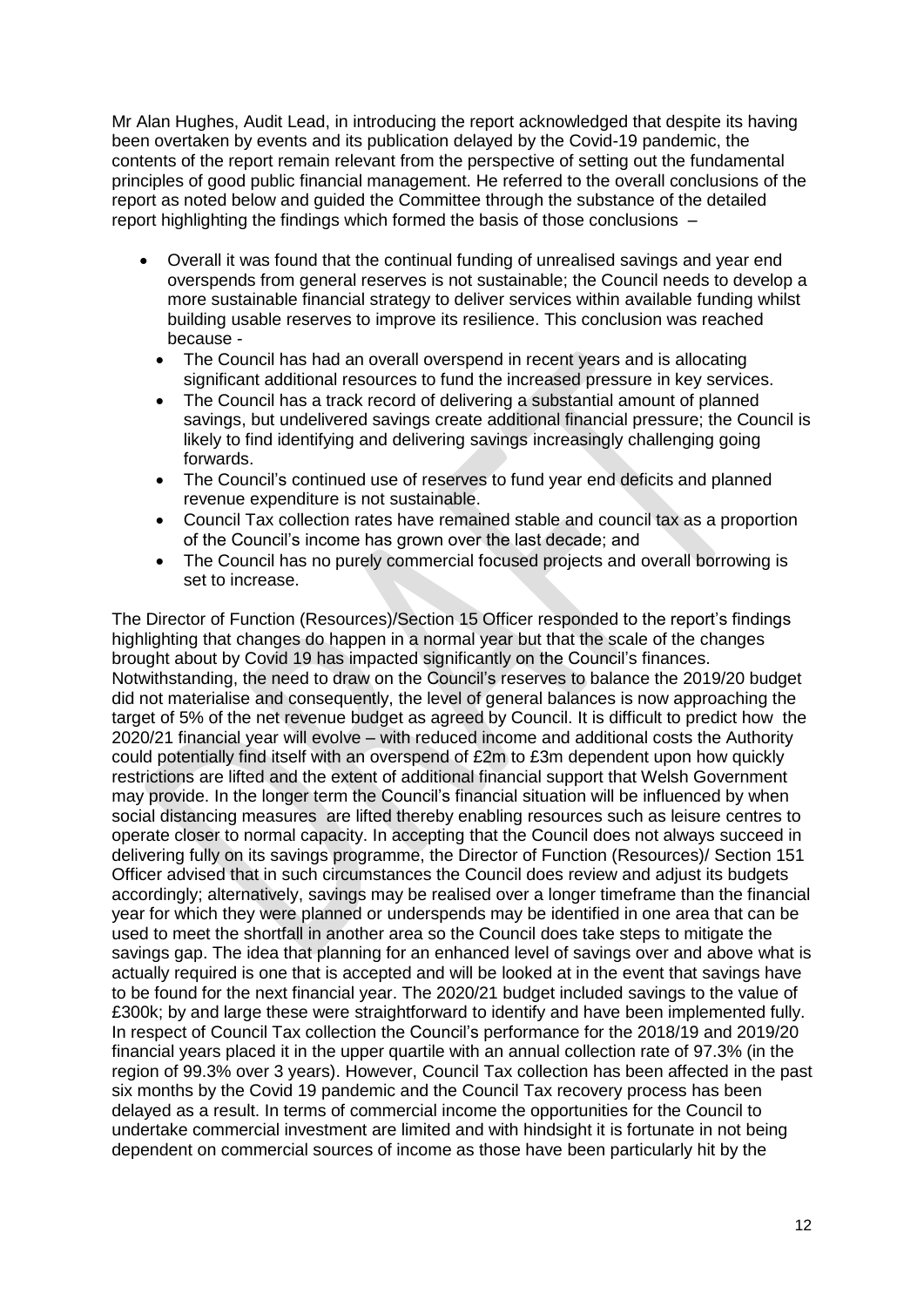Mr Alan Hughes, Audit Lead, in introducing the report acknowledged that despite its having been overtaken by events and its publication delayed by the Covid-19 pandemic, the contents of the report remain relevant from the perspective of setting out the fundamental principles of good public financial management. He referred to the overall conclusions of the report as noted below and guided the Committee through the substance of the detailed report highlighting the findings which formed the basis of those conclusions –

- Overall it was found that the continual funding of unrealised savings and year end overspends from general reserves is not sustainable; the Council needs to develop a more sustainable financial strategy to deliver services within available funding whilst building usable reserves to improve its resilience. This conclusion was reached because -
  - The Council has had an overall overspend in recent years and is allocating significant additional resources to fund the increased pressure in key services.
  - The Council has a track record of delivering a substantial amount of planned savings, but undelivered savings create additional financial pressure; the Council is likely to find identifying and delivering savings increasingly challenging going forwards.
  - The Council's continued use of reserves to fund year end deficits and planned revenue expenditure is not sustainable.
  - Council Tax collection rates have remained stable and council tax as a proportion of the Council's income has grown over the last decade; and
  - The Council has no purely commercial focused projects and overall borrowing is set to increase.

The Director of Function (Resources)/Section 15 Officer responded to the report's findings highlighting that changes do happen in a normal year but that the scale of the changes brought about by Covid 19 has impacted significantly on the Council's finances. Notwithstanding, the need to draw on the Council's reserves to balance the 2019/20 budget did not materialise and consequently, the level of general balances is now approaching the target of 5% of the net revenue budget as agreed by Council. It is difficult to predict how the 2020/21 financial year will evolve – with reduced income and additional costs the Authority could potentially find itself with an overspend of £2m to £3m dependent upon how quickly restrictions are lifted and the extent of additional financial support that Welsh Government may provide. In the longer term the Council's financial situation will be influenced by when social distancing measures are lifted thereby enabling resources such as leisure centres to operate closer to normal capacity. In accepting that the Council does not always succeed in delivering fully on its savings programme, the Director of Function (Resources)/ Section 151 Officer advised that in such circumstances the Council does review and adjust its budgets accordingly; alternatively, savings may be realised over a longer timeframe than the financial year for which they were planned or underspends may be identified in one area that can be used to meet the shortfall in another area so the Council does take steps to mitigate the savings gap. The idea that planning for an enhanced level of savings over and above what is actually required is one that is accepted and will be looked at in the event that savings have to be found for the next financial year. The 2020/21 budget included savings to the value of £300k; by and large these were straightforward to identify and have been implemented fully. In respect of Council Tax collection the Council's performance for the 2018/19 and 2019/20 financial years placed it in the upper quartile with an annual collection rate of 97.3% (in the region of 99.3% over 3 years). However, Council Tax collection has been affected in the past six months by the Covid 19 pandemic and the Council Tax recovery process has been delayed as a result. In terms of commercial income the opportunities for the Council to undertake commercial investment are limited and with hindsight it is fortunate in not being dependent on commercial sources of income as those have been particularly hit by the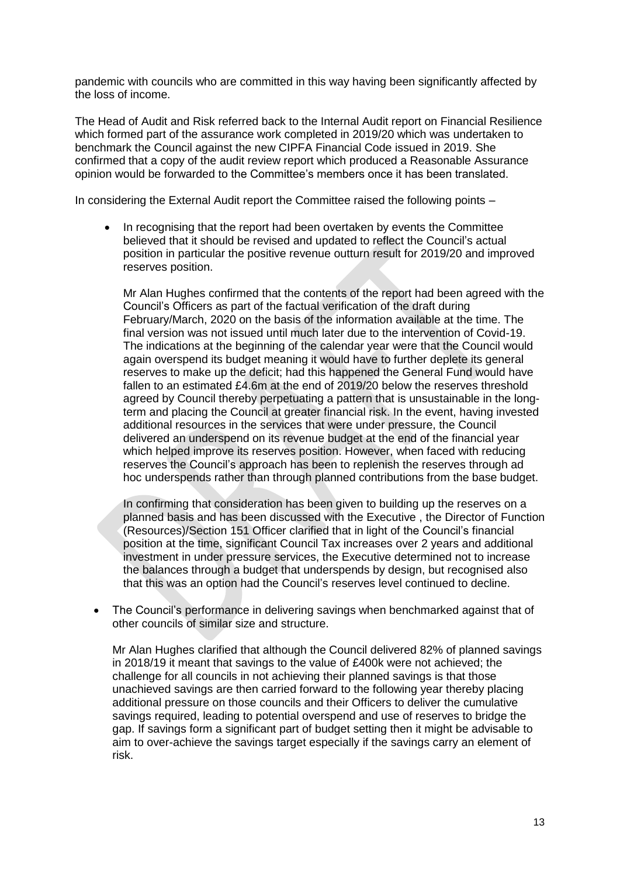pandemic with councils who are committed in this way having been significantly affected by the loss of income.

The Head of Audit and Risk referred back to the Internal Audit report on Financial Resilience which formed part of the assurance work completed in 2019/20 which was undertaken to benchmark the Council against the new CIPFA Financial Code issued in 2019. She confirmed that a copy of the audit review report which produced a Reasonable Assurance opinion would be forwarded to the Committee's members once it has been translated.

In considering the External Audit report the Committee raised the following points –

- In recognising that the report had been overtaken by events the Committee believed that it should be revised and updated to reflect the Council's actual position in particular the positive revenue outturn result for 2019/20 and improved reserves position.

  Mr Alan Hughes confirmed that the contents of the report had been agreed with the Council's Officers as part of the factual verification of the draft during February/March, 2020 on the basis of the information available at the time. The final version was not issued until much later due to the intervention of Covid-19. The indications at the beginning of the calendar year were that the Council would again overspend its budget meaning it would have to further deplete its general reserves to make up the deficit; had this happened the General Fund would have fallen to an estimated £4.6m at the end of 2019/20 below the reserves threshold agreed by Council thereby perpetuating a pattern that is unsustainable in the long-term and placing the Council at greater financial risk. In the event, having invested additional resources in the services that were under pressure, the Council delivered an underspend on its revenue budget at the end of the financial year which helped improve its reserves position. However, when faced with reducing reserves the Council's approach has been to replenish the reserves through ad hoc underspends rather than through planned contributions from the base budget.

  In confirming that consideration has been given to building up the reserves on a planned basis and has been discussed with the Executive , the Director of Function (Resources)/Section 151 Officer clarified that in light of the Council's financial position at the time, significant Council Tax increases over 2 years and additional investment in under pressure services, the Executive determined not to increase the balances through a budget that underspends by design, but recognised also that this was an option had the Council's reserves level continued to decline.

- The Council's performance in delivering savings when benchmarked against that of other councils of similar size and structure.

  Mr Alan Hughes clarified that although the Council delivered 82% of planned savings in 2018/19 it meant that savings to the value of £400k were not achieved; the challenge for all councils in not achieving their planned savings is that those unachieved savings are then carried forward to the following year thereby placing additional pressure on those councils and their Officers to deliver the cumulative savings required, leading to potential overspend and use of reserves to bridge the gap. If savings form a significant part of budget setting then it might be advisable to aim to over-achieve the savings target especially if the savings carry an element of risk.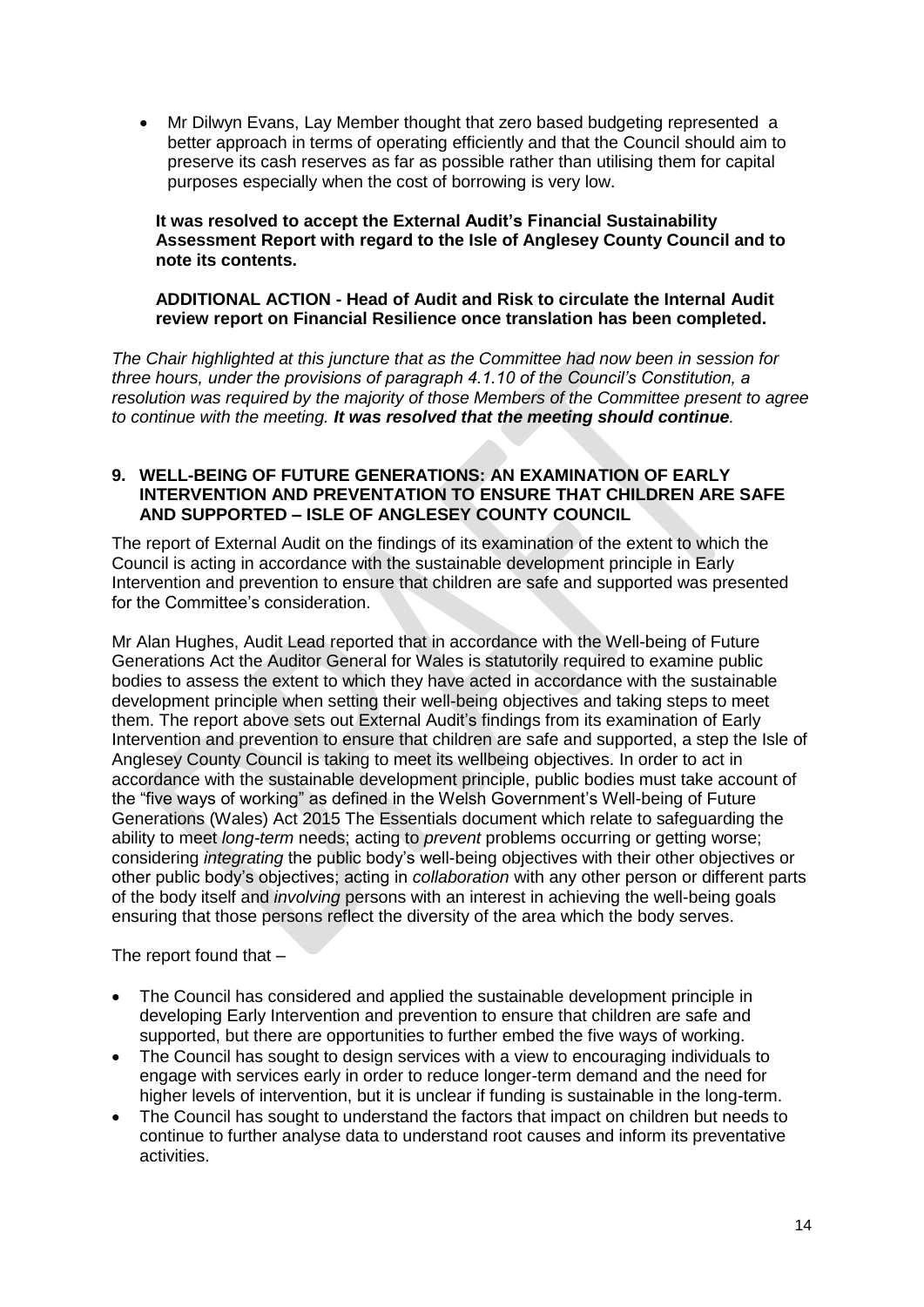- Mr Dilwyn Evans, Lay Member thought that zero based budgeting represented a better approach in terms of operating efficiently and that the Council should aim to preserve its cash reserves as far as possible rather than utilising them for capital purposes especially when the cost of borrowing is very low.

**It was resolved to accept the External Audit's Financial Sustainability Assessment Report with regard to the Isle of Anglesey County Council and to note its contents.**

**ADDITIONAL ACTION - Head of Audit and Risk to circulate the Internal Audit review report on Financial Resilience once translation has been completed.**

*The Chair highlighted at this juncture that as the Committee had now been in session for three hours, under the provisions of paragraph 4.1.10 of the Council's Constitution, a resolution was required by the majority of those Members of the Committee present to agree to continue with the meeting.* ***It was resolved that the meeting should continue****.*

### 9. WELL-BEING OF FUTURE GENERATIONS: AN EXAMINATION OF EARLY INTERVENTION AND PREVENTATION TO ENSURE THAT CHILDREN ARE SAFE AND SUPPORTED – ISLE OF ANGLESEY COUNTY COUNCIL

The report of External Audit on the findings of its examination of the extent to which the Council is acting in accordance with the sustainable development principle in Early Intervention and prevention to ensure that children are safe and supported was presented for the Committee's consideration.

Mr Alan Hughes, Audit Lead reported that in accordance with the Well-being of Future Generations Act the Auditor General for Wales is statutorily required to examine public bodies to assess the extent to which they have acted in accordance with the sustainable development principle when setting their well-being objectives and taking steps to meet them. The report above sets out External Audit's findings from its examination of Early Intervention and prevention to ensure that children are safe and supported, a step the Isle of Anglesey County Council is taking to meet its wellbeing objectives. In order to act in accordance with the sustainable development principle, public bodies must take account of the "five ways of working" as defined in the Welsh Government's Well-being of Future Generations (Wales) Act 2015 The Essentials document which relate to safeguarding the ability to meet *long-term* needs; acting to *prevent* problems occurring or getting worse; considering *integrating* the public body's well-being objectives with their other objectives or other public body's objectives; acting in *collaboration* with any other person or different parts of the body itself and *involving* persons with an interest in achieving the well-being goals ensuring that those persons reflect the diversity of the area which the body serves.

The report found that –

- The Council has considered and applied the sustainable development principle in developing Early Intervention and prevention to ensure that children are safe and supported, but there are opportunities to further embed the five ways of working.
- The Council has sought to design services with a view to encouraging individuals to engage with services early in order to reduce longer-term demand and the need for higher levels of intervention, but it is unclear if funding is sustainable in the long-term.
- The Council has sought to understand the factors that impact on children but needs to continue to further analyse data to understand root causes and inform its preventative activities.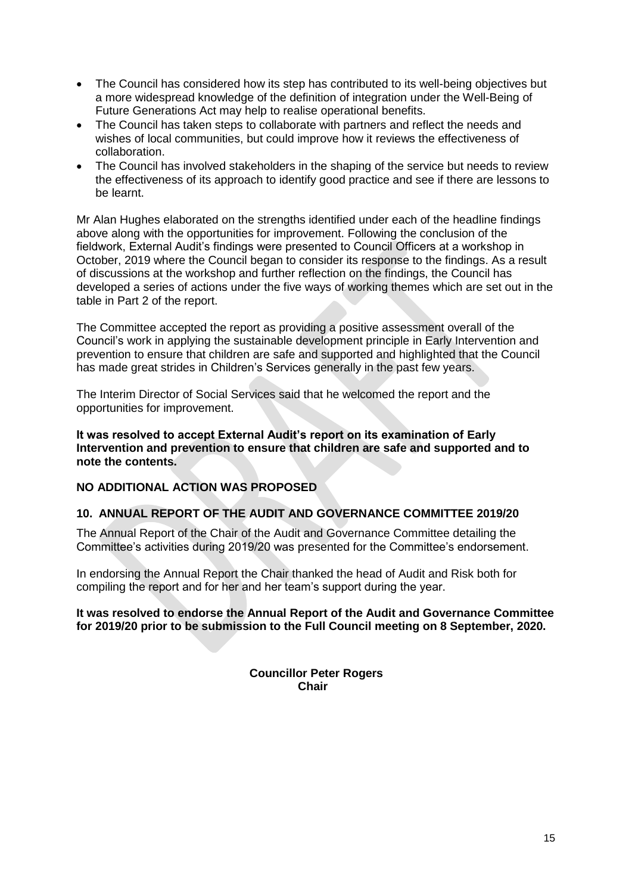- The Council has considered how its step has contributed to its well-being objectives but a more widespread knowledge of the definition of integration under the Well-Being of Future Generations Act may help to realise operational benefits.
- The Council has taken steps to collaborate with partners and reflect the needs and wishes of local communities, but could improve how it reviews the effectiveness of collaboration.
- The Council has involved stakeholders in the shaping of the service but needs to review the effectiveness of its approach to identify good practice and see if there are lessons to be learnt.

Mr Alan Hughes elaborated on the strengths identified under each of the headline findings above along with the opportunities for improvement. Following the conclusion of the fieldwork, External Audit's findings were presented to Council Officers at a workshop in October, 2019 where the Council began to consider its response to the findings. As a result of discussions at the workshop and further reflection on the findings, the Council has developed a series of actions under the five ways of working themes which are set out in the table in Part 2 of the report.

The Committee accepted the report as providing a positive assessment overall of the Council's work in applying the sustainable development principle in Early Intervention and prevention to ensure that children are safe and supported and highlighted that the Council has made great strides in Children's Services generally in the past few years.

The Interim Director of Social Services said that he welcomed the report and the opportunities for improvement.

**It was resolved to accept External Audit's report on its examination of Early Intervention and prevention to ensure that children are safe and supported and to note the contents.**

**NO ADDITIONAL ACTION WAS PROPOSED**

## 10. ANNUAL REPORT OF THE AUDIT AND GOVERNANCE COMMITTEE 2019/20

The Annual Report of the Chair of the Audit and Governance Committee detailing the Committee's activities during 2019/20 was presented for the Committee's endorsement.

In endorsing the Annual Report the Chair thanked the head of Audit and Risk both for compiling the report and for her and her team's support during the year.

**It was resolved to endorse the Annual Report of the Audit and Governance Committee for 2019/20 prior to be submission to the Full Council meeting on 8 September, 2020.**

**Councillor Peter Rogers**
**Chair**